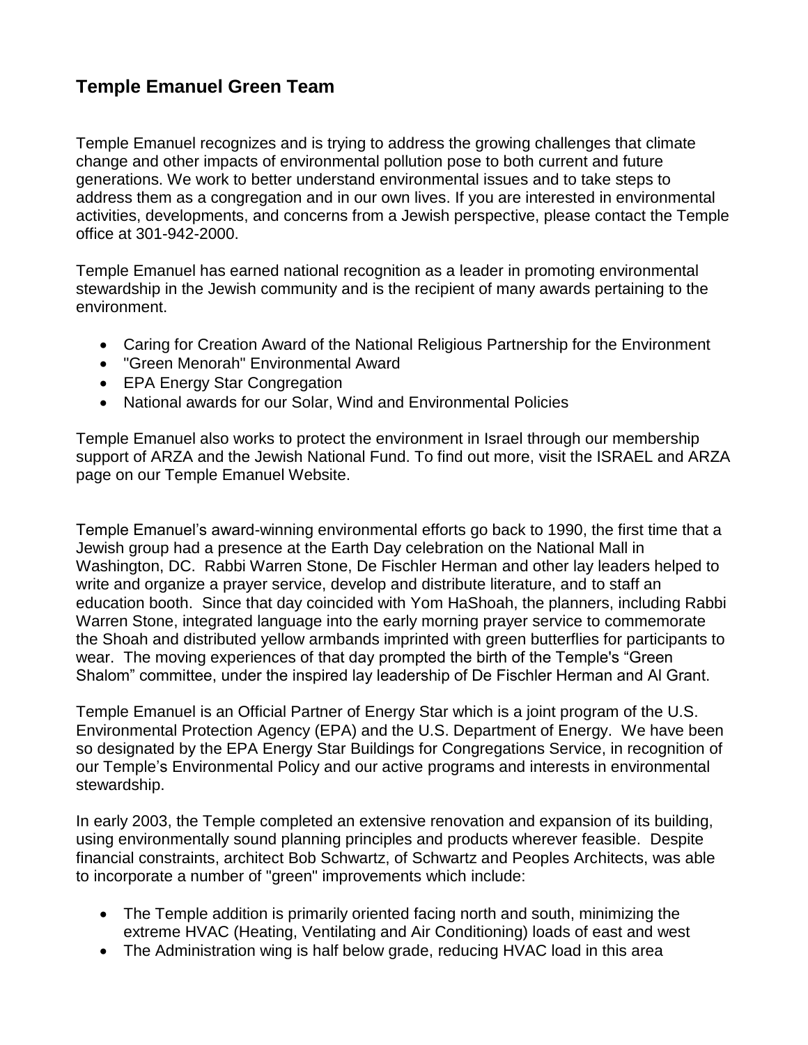## Temple Emanuel Green Team

Temple Emanuel recognizes and is trying to address the growing challenges that climate change and other impacts of environmental pollution pose to both current and future generations. We work to better understand environmental issues and to take steps to address them as a congregation and in our own lives. If you are interested in environmental activities, developments, and concerns from a Jewish perspective, please contact the Temple office at 301-942-2000.

Temple Emanuel has earned national recognition as a leader in promoting environmental stewardship in the Jewish community and is the recipient of many awards pertaining to the environment.

- Caring for Creation Award of the National Religious Partnership for the Environment
- "Green Menorah" Environmental Award
- EPA Energy Star Congregation
- National awards for our Solar, Wind and Environmental Policies

Temple Emanuel also works to protect the environment in Israel through our membership support of ARZA and the Jewish National Fund. To find out more, visit the ISRAEL and ARZA page on our Temple Emanuel Website.

Temple Emanuel's award-winning environmental efforts go back to 1990, the first time that a Jewish group had a presence at the Earth Day celebration on the National Mall in Washington, DC. Rabbi Warren Stone, De Fischler Herman and other lay leaders helped to write and organize a prayer service, develop and distribute literature, and to staff an education booth. Since that day coincided with Yom HaShoah, the planners, including Rabbi Warren Stone, integrated language into the early morning prayer service to commemorate the Shoah and distributed yellow armbands imprinted with green butterflies for participants to wear. The moving experiences of that day prompted the birth of the Temple's "Green Shalom" committee, under the inspired lay leadership of De Fischler Herman and Al Grant.

Temple Emanuel is an Official Partner of Energy Star which is a joint program of the U.S. Environmental Protection Agency (EPA) and the U.S. Department of Energy. We have been so designated by the EPA Energy Star Buildings for Congregations Service, in recognition of our Temple's Environmental Policy and our active programs and interests in environmental stewardship.

In early 2003, the Temple completed an extensive renovation and expansion of its building, using environmentally sound planning principles and products wherever feasible. Despite financial constraints, architect Bob Schwartz, of Schwartz and Peoples Architects, was able to incorporate a number of "green" improvements which include:

- The Temple addition is primarily oriented facing north and south, minimizing the extreme HVAC (Heating, Ventilating and Air Conditioning) loads of east and west
- The Administration wing is half below grade, reducing HVAC load in this area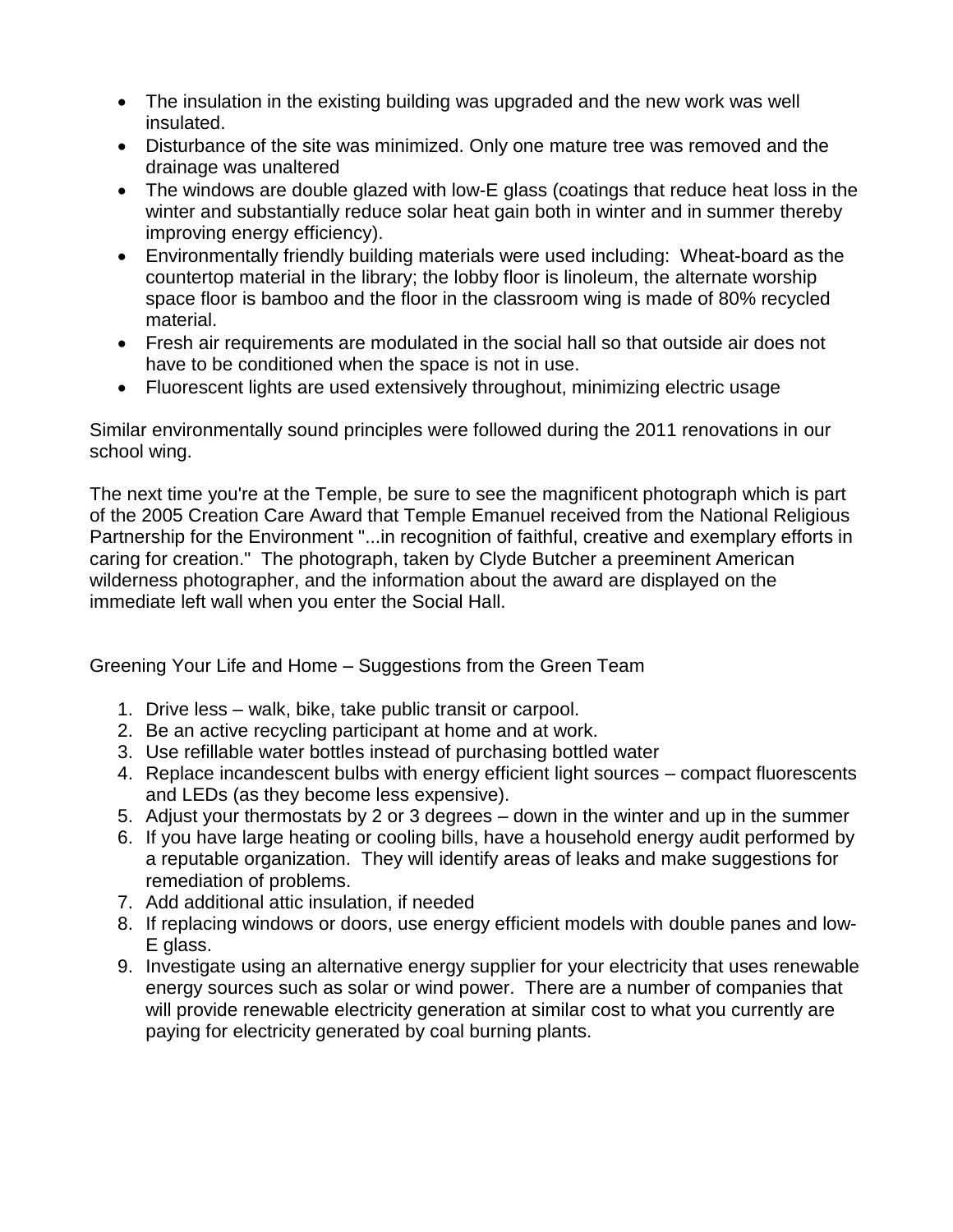- The insulation in the existing building was upgraded and the new work was well insulated.
- Disturbance of the site was minimized. Only one mature tree was removed and the drainage was unaltered
- The windows are double glazed with low-E glass (coatings that reduce heat loss in the winter and substantially reduce solar heat gain both in winter and in summer thereby improving energy efficiency).
- Environmentally friendly building materials were used including: Wheat-board as the countertop material in the library; the lobby floor is linoleum, the alternate worship space floor is bamboo and the floor in the classroom wing is made of 80% recycled material.
- Fresh air requirements are modulated in the social hall so that outside air does not have to be conditioned when the space is not in use.
- Fluorescent lights are used extensively throughout, minimizing electric usage

Similar environmentally sound principles were followed during the 2011 renovations in our school wing.

The next time you're at the Temple, be sure to see the magnificent photograph which is part of the 2005 Creation Care Award that Temple Emanuel received from the National Religious Partnership for the Environment "...in recognition of faithful, creative and exemplary efforts in caring for creation." The photograph, taken by Clyde Butcher a preeminent American wilderness photographer, and the information about the award are displayed on the immediate left wall when you enter the Social Hall.

Greening Your Life and Home – Suggestions from the Green Team

1. Drive less – walk, bike, take public transit or carpool.
2. Be an active recycling participant at home and at work.
3. Use refillable water bottles instead of purchasing bottled water
4. Replace incandescent bulbs with energy efficient light sources – compact fluorescents and LEDs (as they become less expensive).
5. Adjust your thermostats by 2 or 3 degrees – down in the winter and up in the summer
6. If you have large heating or cooling bills, have a household energy audit performed by a reputable organization. They will identify areas of leaks and make suggestions for remediation of problems.
7. Add additional attic insulation, if needed
8. If replacing windows or doors, use energy efficient models with double panes and low-E glass.
9. Investigate using an alternative energy supplier for your electricity that uses renewable energy sources such as solar or wind power. There are a number of companies that will provide renewable electricity generation at similar cost to what you currently are paying for electricity generated by coal burning plants.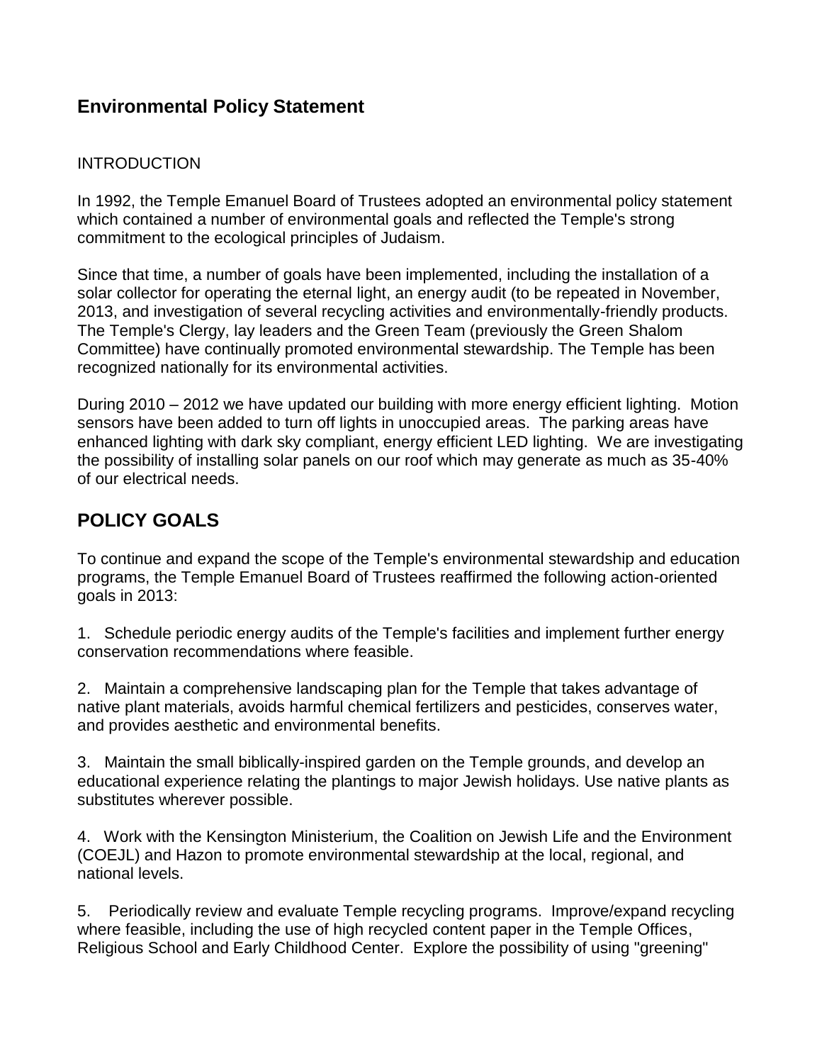## Environmental Policy Statement

INTRODUCTION

In 1992, the Temple Emanuel Board of Trustees adopted an environmental policy statement which contained a number of environmental goals and reflected the Temple's strong commitment to the ecological principles of Judaism.

Since that time, a number of goals have been implemented, including the installation of a solar collector for operating the eternal light, an energy audit (to be repeated in November, 2013, and investigation of several recycling activities and environmentally-friendly products. The Temple's Clergy, lay leaders and the Green Team (previously the Green Shalom Committee) have continually promoted environmental stewardship. The Temple has been recognized nationally for its environmental activities.

During 2010 – 2012 we have updated our building with more energy efficient lighting. Motion sensors have been added to turn off lights in unoccupied areas. The parking areas have enhanced lighting with dark sky compliant, energy efficient LED lighting. We are investigating the possibility of installing solar panels on our roof which may generate as much as 35-40% of our electrical needs.

## POLICY GOALS

To continue and expand the scope of the Temple's environmental stewardship and education programs, the Temple Emanuel Board of Trustees reaffirmed the following action-oriented goals in 2013:

1. Schedule periodic energy audits of the Temple's facilities and implement further energy conservation recommendations where feasible.

2. Maintain a comprehensive landscaping plan for the Temple that takes advantage of native plant materials, avoids harmful chemical fertilizers and pesticides, conserves water, and provides aesthetic and environmental benefits.

3. Maintain the small biblically-inspired garden on the Temple grounds, and develop an educational experience relating the plantings to major Jewish holidays. Use native plants as substitutes wherever possible.

4. Work with the Kensington Ministerium, the Coalition on Jewish Life and the Environment (COEJL) and Hazon to promote environmental stewardship at the local, regional, and national levels.

5. Periodically review and evaluate Temple recycling programs. Improve/expand recycling where feasible, including the use of high recycled content paper in the Temple Offices, Religious School and Early Childhood Center. Explore the possibility of using "greening"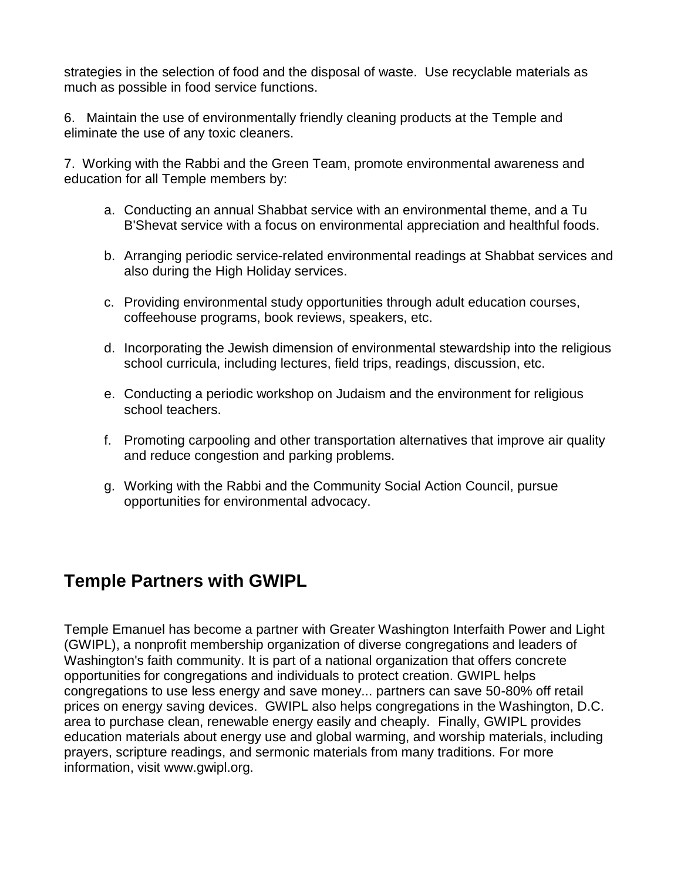strategies in the selection of food and the disposal of waste.  Use recyclable materials as much as possible in food service functions.

6.  Maintain the use of environmentally friendly cleaning products at the Temple and eliminate the use of any toxic cleaners.

7.  Working with the Rabbi and the Green Team, promote environmental awareness and education for all Temple members by:

   a. Conducting an annual Shabbat service with an environmental theme, and a Tu B'Shevat service with a focus on environmental appreciation and healthful foods.

   b. Arranging periodic service-related environmental readings at Shabbat services and also during the High Holiday services.

   c. Providing environmental study opportunities through adult education courses, coffeehouse programs, book reviews, speakers, etc.

   d. Incorporating the Jewish dimension of environmental stewardship into the religious school curricula, including lectures, field trips, readings, discussion, etc.

   e. Conducting a periodic workshop on Judaism and the environment for religious school teachers.

   f. Promoting carpooling and other transportation alternatives that improve air quality and reduce congestion and parking problems.

   g. Working with the Rabbi and the Community Social Action Council, pursue opportunities for environmental advocacy.

## Temple Partners with GWIPL

Temple Emanuel has become a partner with Greater Washington Interfaith Power and Light (GWIPL), a nonprofit membership organization of diverse congregations and leaders of Washington's faith community. It is part of a national organization that offers concrete opportunities for congregations and individuals to protect creation. GWIPL helps congregations to use less energy and save money... partners can save 50-80% off retail prices on energy saving devices.  GWIPL also helps congregations in the Washington, D.C. area to purchase clean, renewable energy easily and cheaply.  Finally, GWIPL provides education materials about energy use and global warming, and worship materials, including prayers, scripture readings, and sermonic materials from many traditions. For more information, visit www.gwipl.org.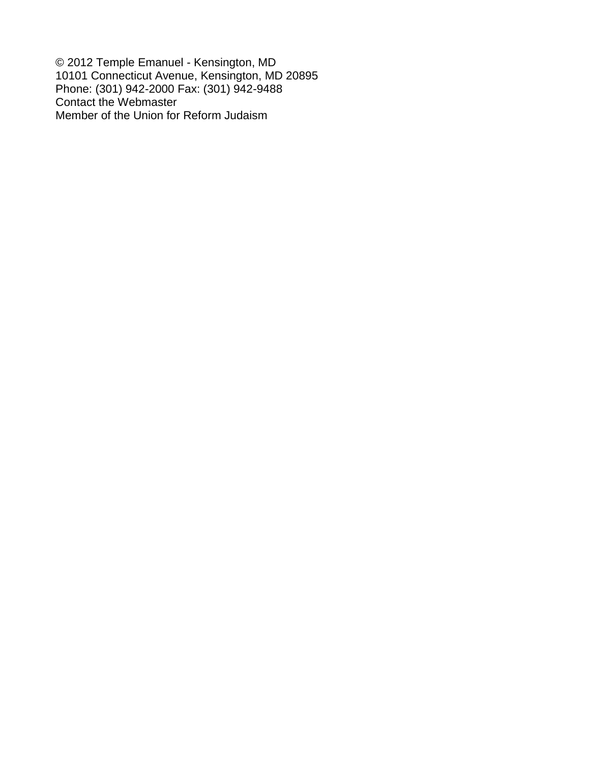© 2012 Temple Emanuel - Kensington, MD
10101 Connecticut Avenue, Kensington, MD 20895
Phone: (301) 942-2000 Fax: (301) 942-9488
Contact the Webmaster
Member of the Union for Reform Judaism